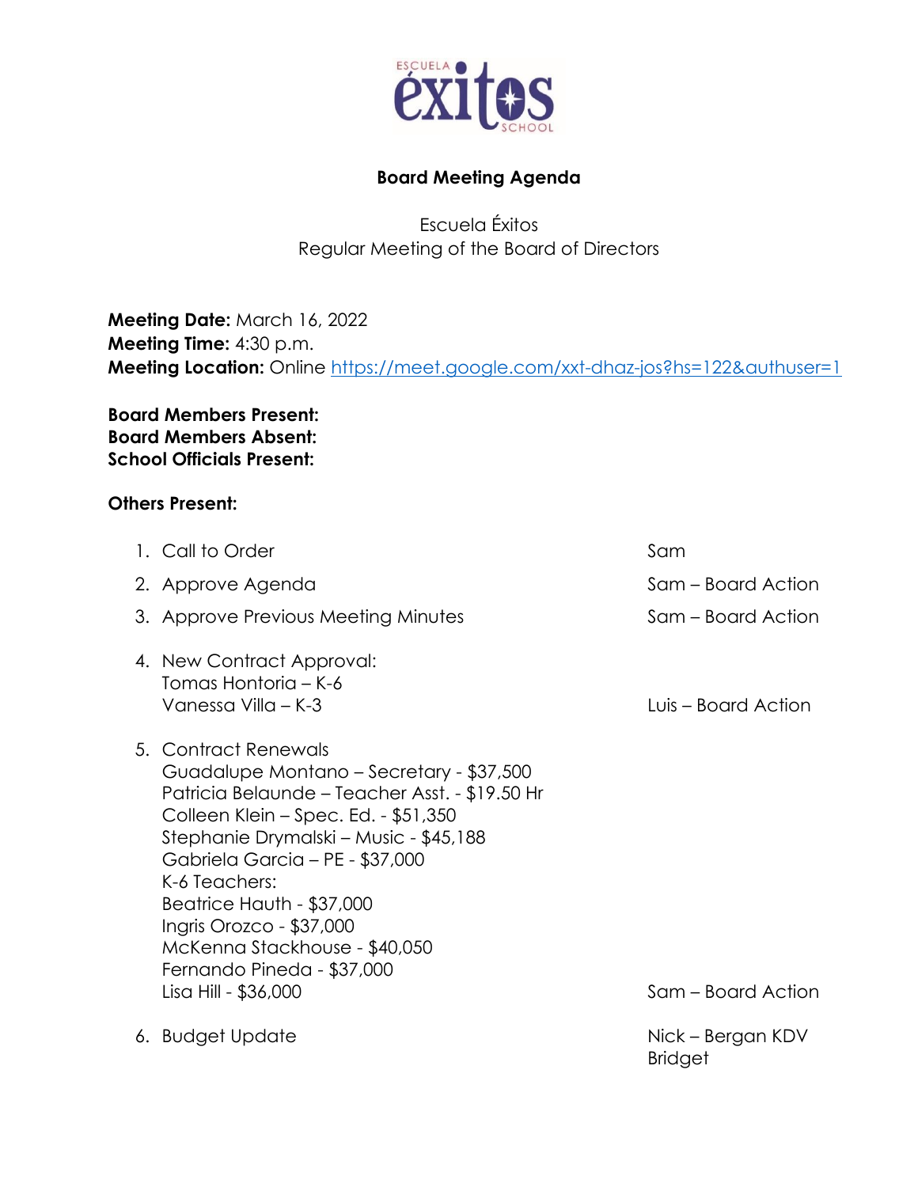# Board Meeting Agenda

Escuela Éxitos
Regular Meeting of the Board of Directors

**Meeting Date:** March 16, 2022
**Meeting Time:** 4:30 p.m.
**Meeting Location:** Online https://meet.google.com/xxt-dhaz-jos?hs=122&authuser=1

**Board Members Present:**
**Board Members Absent:**
**School Officials Present:**

**Others Present:**

1. Call to Order — Sam
2. Approve Agenda — Sam – Board Action
3. Approve Previous Meeting Minutes — Sam – Board Action
4. New Contract Approval:
   Tomas Hontoria – K-6
   Vanessa Villa – K-3 — Luis – Board Action
5. Contract Renewals
   Guadalupe Montano – Secretary - $37,500
   Patricia Belaunde – Teacher Asst. - $19.50 Hr
   Colleen Klein – Spec. Ed. - $51,350
   Stephanie Drymalski – Music - $45,188
   Gabriela Garcia – PE - $37,000
   K-6 Teachers:
   Beatrice Hauth - $37,000
   Ingris Orozco - $37,000
   McKenna Stackhouse - $40,050
   Fernando Pineda - $37,000
   Lisa Hill - $36,000 — Sam – Board Action
6. Budget Update — Nick – Bergan KDV Bridget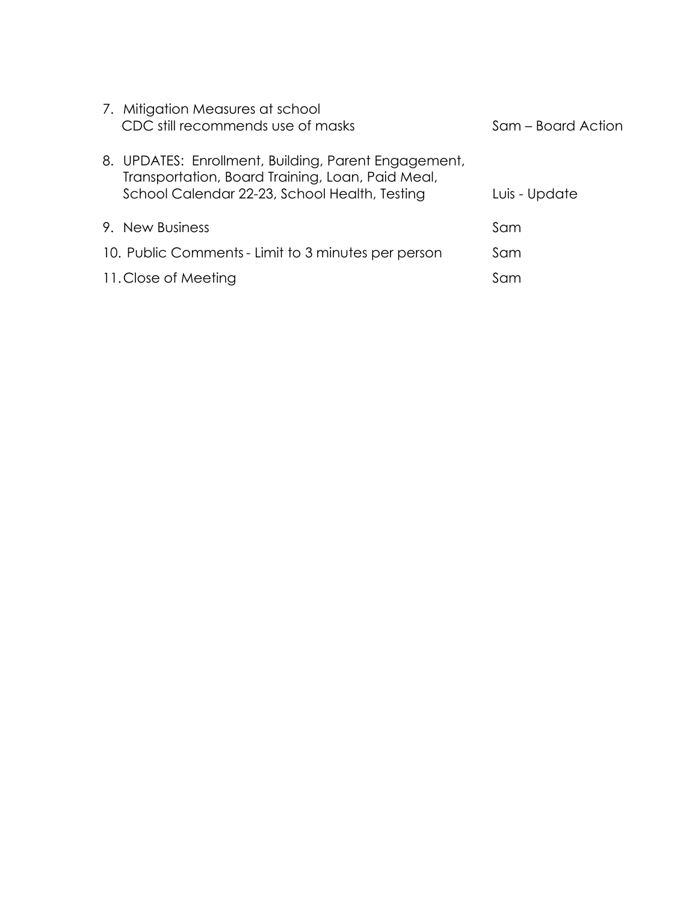| | |
|---|---|
| 7. Mitigation Measures at school<br>CDC still recommends use of masks | Sam – Board Action |
| 8. UPDATES: Enrollment, Building, Parent Engagement, Transportation, Board Training, Loan, Paid Meal, School Calendar 22-23, School Health, Testing | Luis - Update |
| 9. New Business | Sam |
| 10. Public Comments - Limit to 3 minutes per person | Sam |
| 11. Close of Meeting | Sam |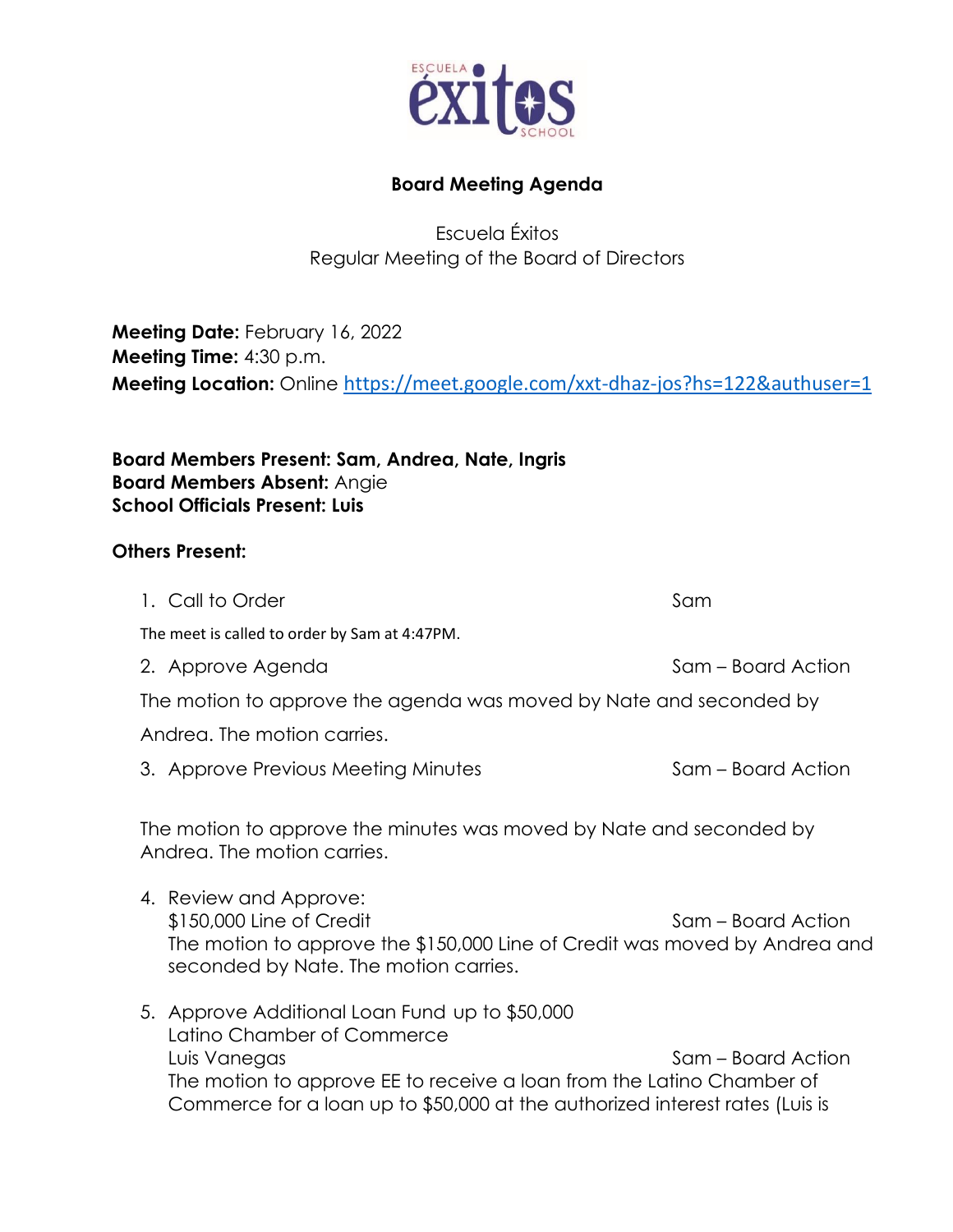ESCUELA éxitos SCHOOL

**Board Meeting Agenda**

Escuela Éxitos
Regular Meeting of the Board of Directors

**Meeting Date:** February 16, 2022
**Meeting Time:** 4:30 p.m.
**Meeting Location:** Online https://meet.google.com/xxt-dhaz-jos?hs=122&authuser=1

**Board Members Present: Sam, Andrea, Nate, Ingris**
**Board Members Absent:** Angie
**School Officials Present: Luis**

**Others Present:**

1. Call to Order — Sam

   The meet is called to order by Sam at 4:47PM.

2. Approve Agenda — Sam – Board Action

   The motion to approve the agenda was moved by Nate and seconded by Andrea. The motion carries.

3. Approve Previous Meeting Minutes — Sam – Board Action

   The motion to approve the minutes was moved by Nate and seconded by Andrea. The motion carries.

4. Review and Approve:
   $150,000 Line of Credit — Sam – Board Action
   The motion to approve the $150,000 Line of Credit was moved by Andrea and seconded by Nate. The motion carries.

5. Approve Additional Loan Fund up to $50,000
   Latino Chamber of Commerce
   Luis Vanegas — Sam – Board Action
   The motion to approve EE to receive a loan from the Latino Chamber of Commerce for a loan up to $50,000 at the authorized interest rates (Luis is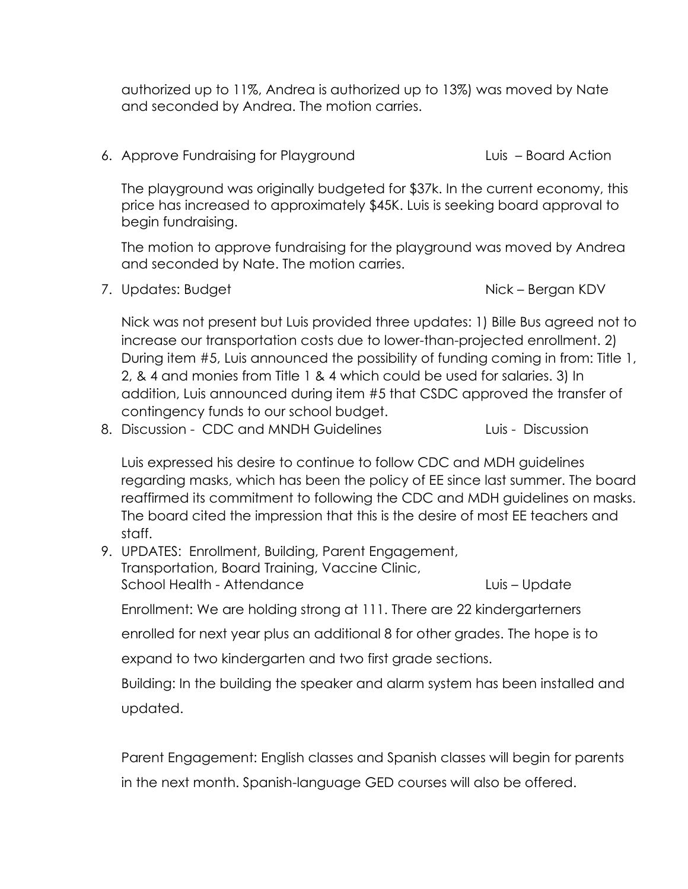authorized up to 11%, Andrea is authorized up to 13%) was moved by Nate and seconded by Andrea. The motion carries.

6. Approve Fundraising for Playground — Luis – Board Action

   The playground was originally budgeted for $37k. In the current economy, this price has increased to approximately $45K. Luis is seeking board approval to begin fundraising.

   The motion to approve fundraising for the playground was moved by Andrea and seconded by Nate. The motion carries.

7. Updates: Budget — Nick – Bergan KDV

   Nick was not present but Luis provided three updates: 1) Bille Bus agreed not to increase our transportation costs due to lower-than-projected enrollment. 2) During item #5, Luis announced the possibility of funding coming in from: Title 1, 2, & 4 and monies from Title 1 & 4 which could be used for salaries. 3) In addition, Luis announced during item #5 that CSDC approved the transfer of contingency funds to our school budget.

8. Discussion - CDC and MNDH Guidelines — Luis - Discussion

   Luis expressed his desire to continue to follow CDC and MDH guidelines regarding masks, which has been the policy of EE since last summer. The board reaffirmed its commitment to following the CDC and MDH guidelines on masks. The board cited the impression that this is the desire of most EE teachers and staff.

9. UPDATES: Enrollment, Building, Parent Engagement, Transportation, Board Training, Vaccine Clinic, School Health - Attendance — Luis – Update

   Enrollment: We are holding strong at 111. There are 22 kindergarteners enrolled for next year plus an additional 8 for other grades. The hope is to expand to two kindergarten and two first grade sections.

   Building: In the building the speaker and alarm system has been installed and updated.

   Parent Engagement: English classes and Spanish classes will begin for parents in the next month. Spanish-language GED courses will also be offered.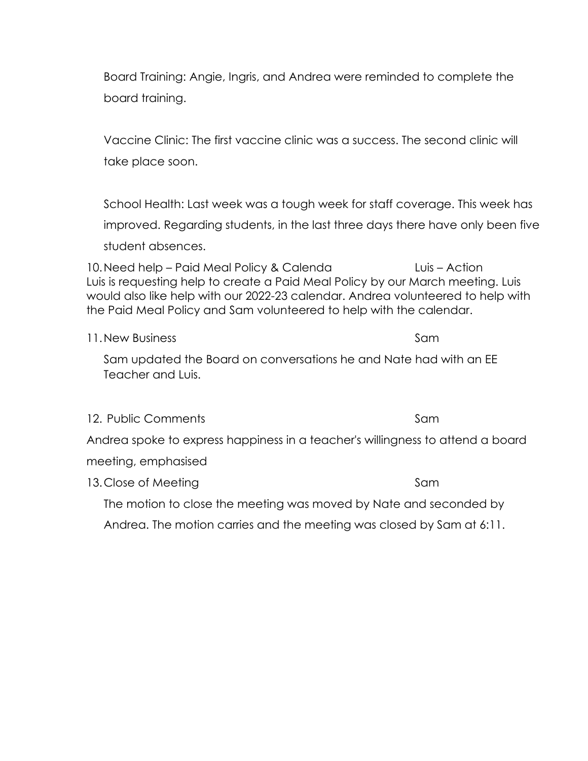Board Training: Angie, Ingris, and Andrea were reminded to complete the board training.

Vaccine Clinic: The first vaccine clinic was a success. The second clinic will take place soon.

School Health: Last week was a tough week for staff coverage. This week has improved. Regarding students, in the last three days there have only been five student absences.

10. Need help – Paid Meal Policy & Calenda Luis – Action

Luis is requesting help to create a Paid Meal Policy by our March meeting. Luis would also like help with our 2022-23 calendar. Andrea volunteered to help with the Paid Meal Policy and Sam volunteered to help with the calendar.

11. New Business Sam

Sam updated the Board on conversations he and Nate had with an EE Teacher and Luis.

12. Public Comments Sam

Andrea spoke to express happiness in a teacher's willingness to attend a board meeting, emphasised

13. Close of Meeting Sam

The motion to close the meeting was moved by Nate and seconded by Andrea. The motion carries and the meeting was closed by Sam at 6:11.